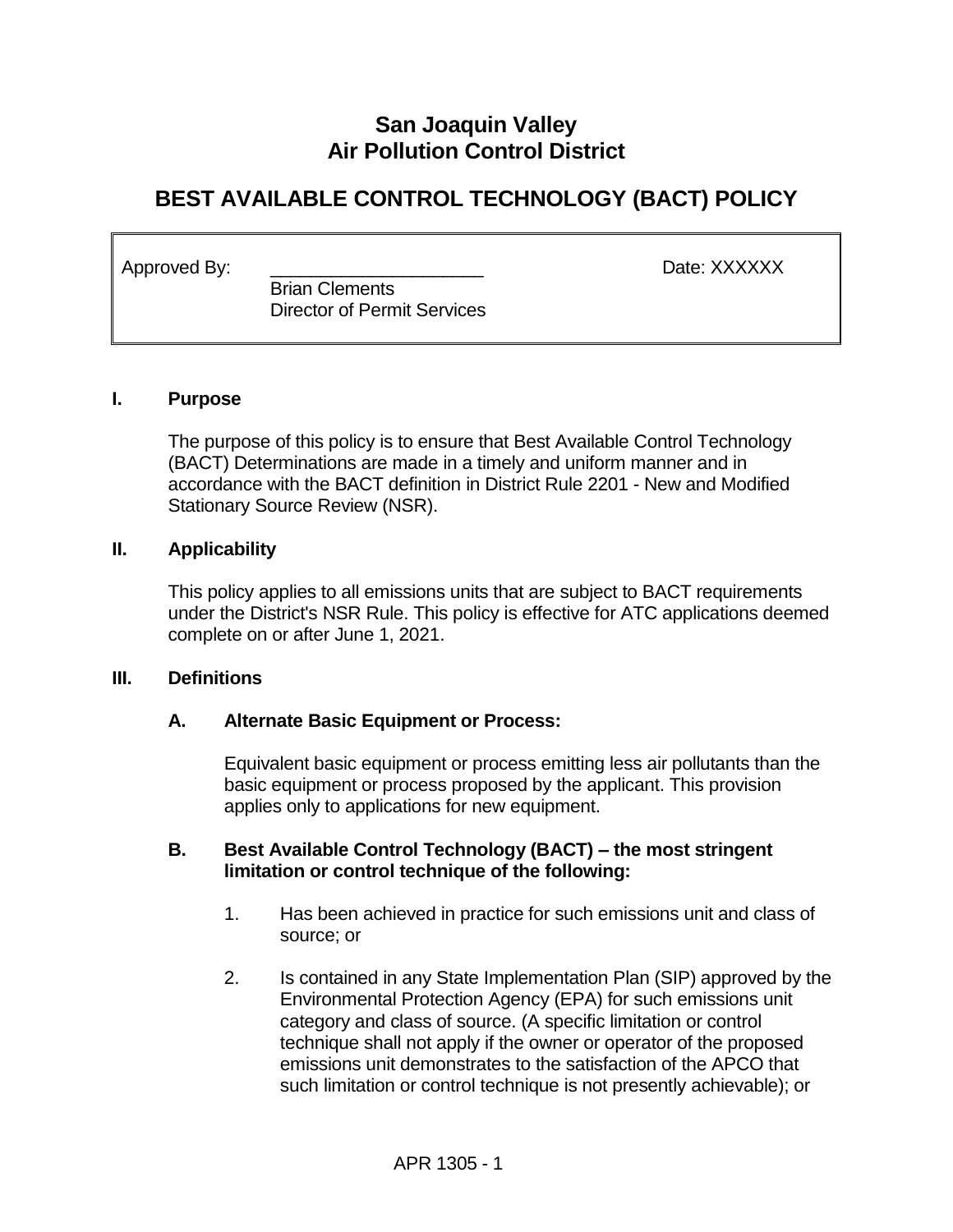# San Joaquin Valley Air Pollution Control District

# BEST AVAILABLE CONTROL TECHNOLOGY (BACT) POLICY

| Approved By: | _____________________ Brian Clements Director of Permit Services | Date: XXXXXX |
|---|---|---|

## I. Purpose

The purpose of this policy is to ensure that Best Available Control Technology (BACT) Determinations are made in a timely and uniform manner and in accordance with the BACT definition in District Rule 2201 - New and Modified Stationary Source Review (NSR).

## II. Applicability

This policy applies to all emissions units that are subject to BACT requirements under the District's NSR Rule. This policy is effective for ATC applications deemed complete on or after June 1, 2021.

## III. Definitions

### A. Alternate Basic Equipment or Process:

Equivalent basic equipment or process emitting less air pollutants than the basic equipment or process proposed by the applicant. This provision applies only to applications for new equipment.

### B. Best Available Control Technology (BACT) – the most stringent limitation or control technique of the following:

1. Has been achieved in practice for such emissions unit and class of source; or

2. Is contained in any State Implementation Plan (SIP) approved by the Environmental Protection Agency (EPA) for such emissions unit category and class of source. (A specific limitation or control technique shall not apply if the owner or operator of the proposed emissions unit demonstrates to the satisfaction of the APCO that such limitation or control technique is not presently achievable); or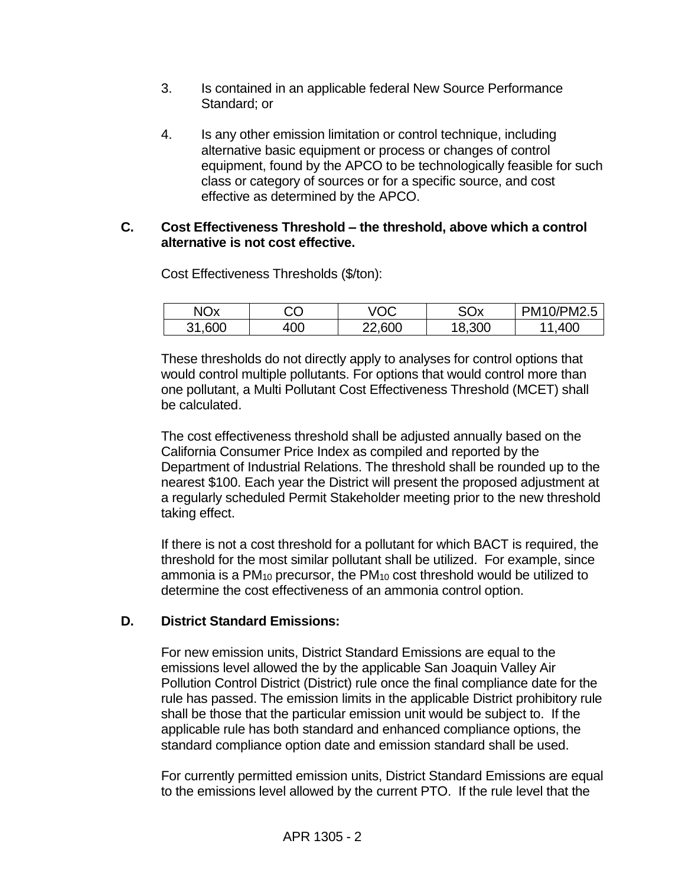3. Is contained in an applicable federal New Source Performance Standard; or

4. Is any other emission limitation or control technique, including alternative basic equipment or process or changes of control equipment, found by the APCO to be technologically feasible for such class or category of sources or for a specific source, and cost effective as determined by the APCO.

**C. Cost Effectiveness Threshold – the threshold, above which a control alternative is not cost effective.**

Cost Effectiveness Thresholds ($/ton):

| NOx | CO | VOC | SOx | PM10/PM2.5 |
|---|---|---|---|---|
| 31,600 | 400 | 22,600 | 18,300 | 11,400 |

These thresholds do not directly apply to analyses for control options that would control multiple pollutants. For options that would control more than one pollutant, a Multi Pollutant Cost Effectiveness Threshold (MCET) shall be calculated.

The cost effectiveness threshold shall be adjusted annually based on the California Consumer Price Index as compiled and reported by the Department of Industrial Relations. The threshold shall be rounded up to the nearest $100. Each year the District will present the proposed adjustment at a regularly scheduled Permit Stakeholder meeting prior to the new threshold taking effect.

If there is not a cost threshold for a pollutant for which BACT is required, the threshold for the most similar pollutant shall be utilized. For example, since ammonia is a $PM_{10}$ precursor, the $PM_{10}$ cost threshold would be utilized to determine the cost effectiveness of an ammonia control option.

**D. District Standard Emissions:**

For new emission units, District Standard Emissions are equal to the emissions level allowed the by the applicable San Joaquin Valley Air Pollution Control District (District) rule once the final compliance date for the rule has passed. The emission limits in the applicable District prohibitory rule shall be those that the particular emission unit would be subject to. If the applicable rule has both standard and enhanced compliance options, the standard compliance option date and emission standard shall be used.

For currently permitted emission units, District Standard Emissions are equal to the emissions level allowed by the current PTO. If the rule level that the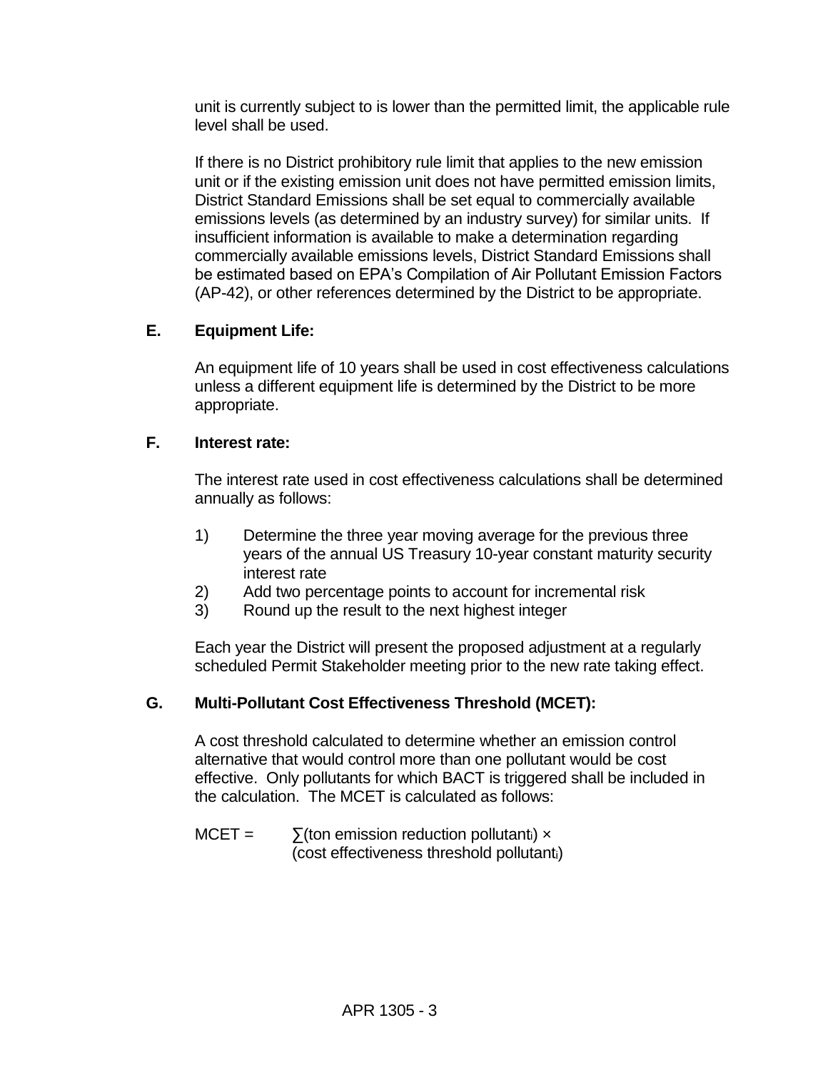unit is currently subject to is lower than the permitted limit, the applicable rule level shall be used.

If there is no District prohibitory rule limit that applies to the new emission unit or if the existing emission unit does not have permitted emission limits, District Standard Emissions shall be set equal to commercially available emissions levels (as determined by an industry survey) for similar units. If insufficient information is available to make a determination regarding commercially available emissions levels, District Standard Emissions shall be estimated based on EPA's Compilation of Air Pollutant Emission Factors (AP-42), or other references determined by the District to be appropriate.

**E. Equipment Life:**

An equipment life of 10 years shall be used in cost effectiveness calculations unless a different equipment life is determined by the District to be more appropriate.

**F. Interest rate:**

The interest rate used in cost effectiveness calculations shall be determined annually as follows:

1) Determine the three year moving average for the previous three years of the annual US Treasury 10-year constant maturity security interest rate
2) Add two percentage points to account for incremental risk
3) Round up the result to the next highest integer

Each year the District will present the proposed adjustment at a regularly scheduled Permit Stakeholder meeting prior to the new rate taking effect.

**G. Multi-Pollutant Cost Effectiveness Threshold (MCET):**

A cost threshold calculated to determine whether an emission control alternative that would control more than one pollutant would be cost effective. Only pollutants for which BACT is triggered shall be included in the calculation. The MCET is calculated as follows:

$$\text{MCET} = \sum(\text{ton emission reduction pollutant}_i) \times (\text{cost effectiveness threshold pollutant}_i)$$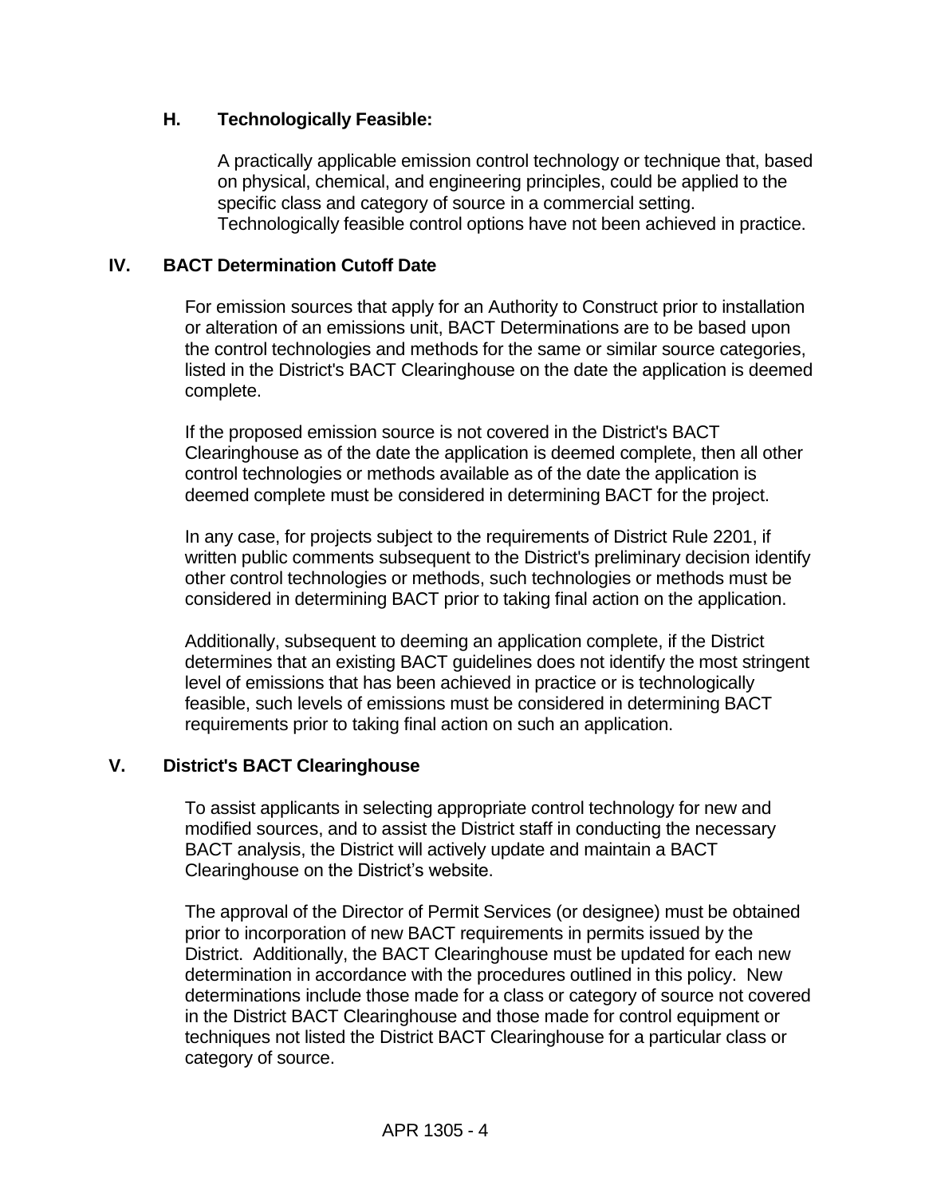### H. Technologically Feasible:

A practically applicable emission control technology or technique that, based on physical, chemical, and engineering principles, could be applied to the specific class and category of source in a commercial setting. Technologically feasible control options have not been achieved in practice.

## IV. BACT Determination Cutoff Date

For emission sources that apply for an Authority to Construct prior to installation or alteration of an emissions unit, BACT Determinations are to be based upon the control technologies and methods for the same or similar source categories, listed in the District's BACT Clearinghouse on the date the application is deemed complete.

If the proposed emission source is not covered in the District's BACT Clearinghouse as of the date the application is deemed complete, then all other control technologies or methods available as of the date the application is deemed complete must be considered in determining BACT for the project.

In any case, for projects subject to the requirements of District Rule 2201, if written public comments subsequent to the District's preliminary decision identify other control technologies or methods, such technologies or methods must be considered in determining BACT prior to taking final action on the application.

Additionally, subsequent to deeming an application complete, if the District determines that an existing BACT guidelines does not identify the most stringent level of emissions that has been achieved in practice or is technologically feasible, such levels of emissions must be considered in determining BACT requirements prior to taking final action on such an application.

## V. District's BACT Clearinghouse

To assist applicants in selecting appropriate control technology for new and modified sources, and to assist the District staff in conducting the necessary BACT analysis, the District will actively update and maintain a BACT Clearinghouse on the District's website.

The approval of the Director of Permit Services (or designee) must be obtained prior to incorporation of new BACT requirements in permits issued by the District. Additionally, the BACT Clearinghouse must be updated for each new determination in accordance with the procedures outlined in this policy. New determinations include those made for a class or category of source not covered in the District BACT Clearinghouse and those made for control equipment or techniques not listed the District BACT Clearinghouse for a particular class or category of source.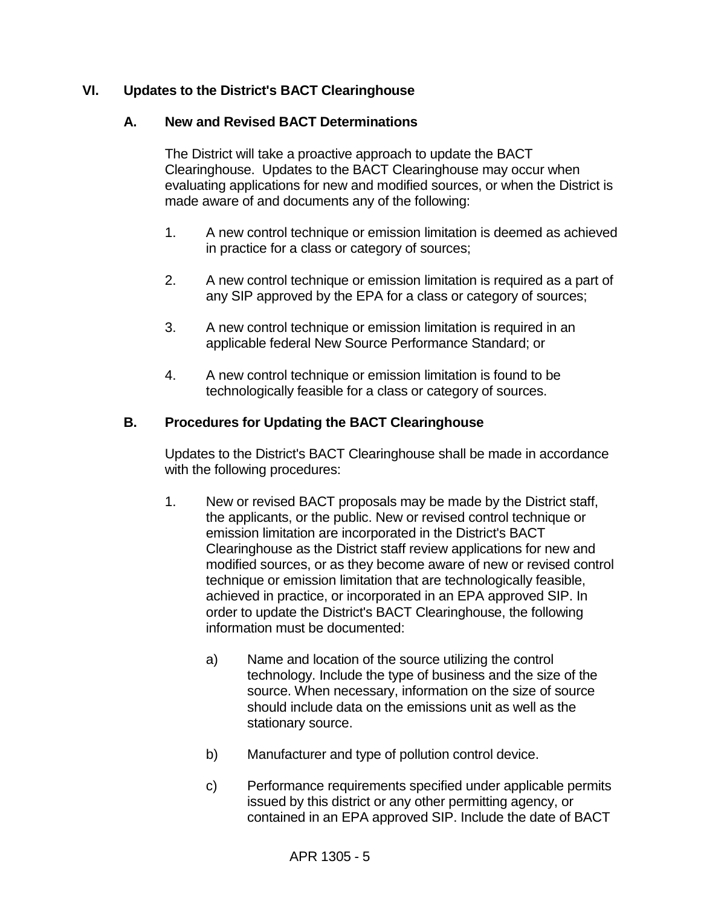## VI. Updates to the District's BACT Clearinghouse

### A. New and Revised BACT Determinations

The District will take a proactive approach to update the BACT Clearinghouse. Updates to the BACT Clearinghouse may occur when evaluating applications for new and modified sources, or when the District is made aware of and documents any of the following:

1. A new control technique or emission limitation is deemed as achieved in practice for a class or category of sources;

2. A new control technique or emission limitation is required as a part of any SIP approved by the EPA for a class or category of sources;

3. A new control technique or emission limitation is required in an applicable federal New Source Performance Standard; or

4. A new control technique or emission limitation is found to be technologically feasible for a class or category of sources.

### B. Procedures for Updating the BACT Clearinghouse

Updates to the District's BACT Clearinghouse shall be made in accordance with the following procedures:

1. New or revised BACT proposals may be made by the District staff, the applicants, or the public. New or revised control technique or emission limitation are incorporated in the District's BACT Clearinghouse as the District staff review applications for new and modified sources, or as they become aware of new or revised control technique or emission limitation that are technologically feasible, achieved in practice, or incorporated in an EPA approved SIP. In order to update the District's BACT Clearinghouse, the following information must be documented:

   a) Name and location of the source utilizing the control technology. Include the type of business and the size of the source. When necessary, information on the size of source should include data on the emissions unit as well as the stationary source.

   b) Manufacturer and type of pollution control device.

   c) Performance requirements specified under applicable permits issued by this district or any other permitting agency, or contained in an EPA approved SIP. Include the date of BACT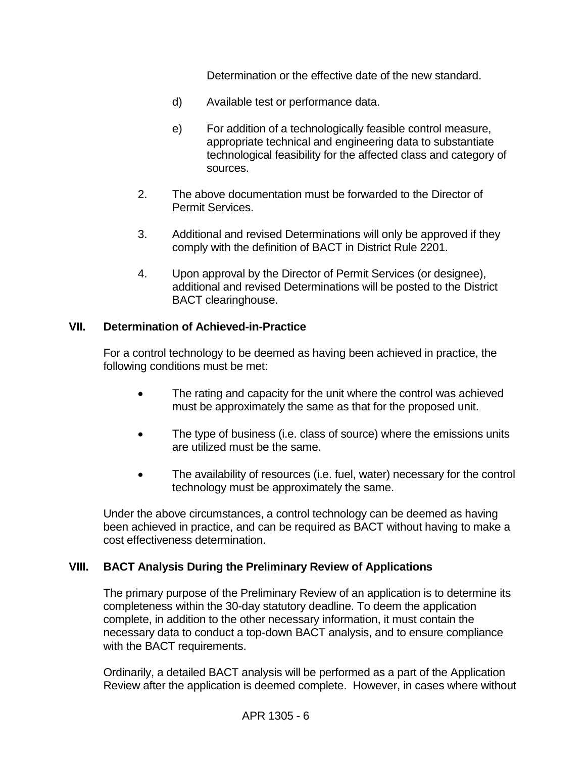Determination or the effective date of the new standard.

d) Available test or performance data.

e) For addition of a technologically feasible control measure, appropriate technical and engineering data to substantiate technological feasibility for the affected class and category of sources.

2. The above documentation must be forwarded to the Director of Permit Services.

3. Additional and revised Determinations will only be approved if they comply with the definition of BACT in District Rule 2201.

4. Upon approval by the Director of Permit Services (or designee), additional and revised Determinations will be posted to the District BACT clearinghouse.

## VII. Determination of Achieved-in-Practice

For a control technology to be deemed as having been achieved in practice, the following conditions must be met:

- The rating and capacity for the unit where the control was achieved must be approximately the same as that for the proposed unit.
- The type of business (i.e. class of source) where the emissions units are utilized must be the same.
- The availability of resources (i.e. fuel, water) necessary for the control technology must be approximately the same.

Under the above circumstances, a control technology can be deemed as having been achieved in practice, and can be required as BACT without having to make a cost effectiveness determination.

## VIII. BACT Analysis During the Preliminary Review of Applications

The primary purpose of the Preliminary Review of an application is to determine its completeness within the 30-day statutory deadline. To deem the application complete, in addition to the other necessary information, it must contain the necessary data to conduct a top-down BACT analysis, and to ensure compliance with the BACT requirements.

Ordinarily, a detailed BACT analysis will be performed as a part of the Application Review after the application is deemed complete. However, in cases where without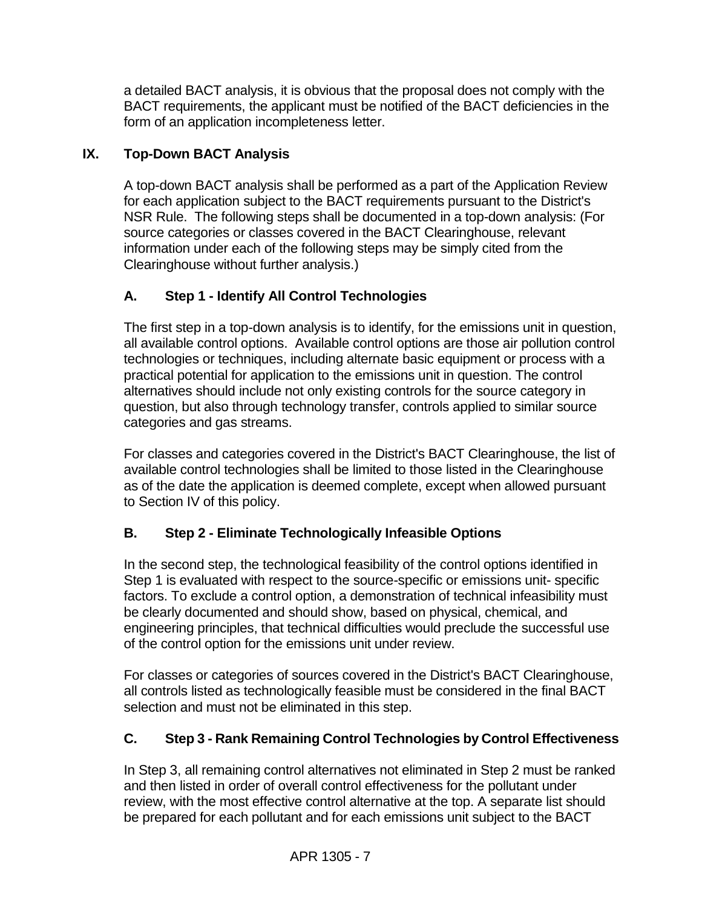a detailed BACT analysis, it is obvious that the proposal does not comply with the BACT requirements, the applicant must be notified of the BACT deficiencies in the form of an application incompleteness letter.

## IX. Top-Down BACT Analysis

A top-down BACT analysis shall be performed as a part of the Application Review for each application subject to the BACT requirements pursuant to the District's NSR Rule. The following steps shall be documented in a top-down analysis: (For source categories or classes covered in the BACT Clearinghouse, relevant information under each of the following steps may be simply cited from the Clearinghouse without further analysis.)

### A. Step 1 - Identify All Control Technologies

The first step in a top-down analysis is to identify, for the emissions unit in question, all available control options. Available control options are those air pollution control technologies or techniques, including alternate basic equipment or process with a practical potential for application to the emissions unit in question. The control alternatives should include not only existing controls for the source category in question, but also through technology transfer, controls applied to similar source categories and gas streams.

For classes and categories covered in the District's BACT Clearinghouse, the list of available control technologies shall be limited to those listed in the Clearinghouse as of the date the application is deemed complete, except when allowed pursuant to Section IV of this policy.

### B. Step 2 - Eliminate Technologically Infeasible Options

In the second step, the technological feasibility of the control options identified in Step 1 is evaluated with respect to the source-specific or emissions unit- specific factors. To exclude a control option, a demonstration of technical infeasibility must be clearly documented and should show, based on physical, chemical, and engineering principles, that technical difficulties would preclude the successful use of the control option for the emissions unit under review.

For classes or categories of sources covered in the District's BACT Clearinghouse, all controls listed as technologically feasible must be considered in the final BACT selection and must not be eliminated in this step.

### C. Step 3 - Rank Remaining Control Technologies by Control Effectiveness

In Step 3, all remaining control alternatives not eliminated in Step 2 must be ranked and then listed in order of overall control effectiveness for the pollutant under review, with the most effective control alternative at the top. A separate list should be prepared for each pollutant and for each emissions unit subject to the BACT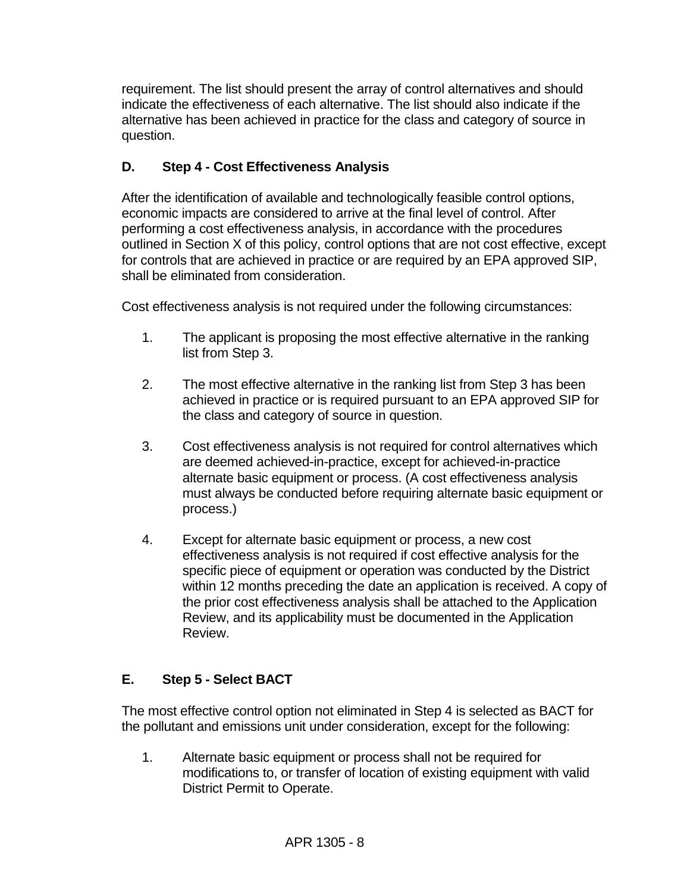requirement. The list should present the array of control alternatives and should indicate the effectiveness of each alternative. The list should also indicate if the alternative has been achieved in practice for the class and category of source in question.

### D. Step 4 - Cost Effectiveness Analysis

After the identification of available and technologically feasible control options, economic impacts are considered to arrive at the final level of control. After performing a cost effectiveness analysis, in accordance with the procedures outlined in Section X of this policy, control options that are not cost effective, except for controls that are achieved in practice or are required by an EPA approved SIP, shall be eliminated from consideration.

Cost effectiveness analysis is not required under the following circumstances:

1. The applicant is proposing the most effective alternative in the ranking list from Step 3.

2. The most effective alternative in the ranking list from Step 3 has been achieved in practice or is required pursuant to an EPA approved SIP for the class and category of source in question.

3. Cost effectiveness analysis is not required for control alternatives which are deemed achieved-in-practice, except for achieved-in-practice alternate basic equipment or process. (A cost effectiveness analysis must always be conducted before requiring alternate basic equipment or process.)

4. Except for alternate basic equipment or process, a new cost effectiveness analysis is not required if cost effective analysis for the specific piece of equipment or operation was conducted by the District within 12 months preceding the date an application is received. A copy of the prior cost effectiveness analysis shall be attached to the Application Review, and its applicability must be documented in the Application Review.

### E. Step 5 - Select BACT

The most effective control option not eliminated in Step 4 is selected as BACT for the pollutant and emissions unit under consideration, except for the following:

1. Alternate basic equipment or process shall not be required for modifications to, or transfer of location of existing equipment with valid District Permit to Operate.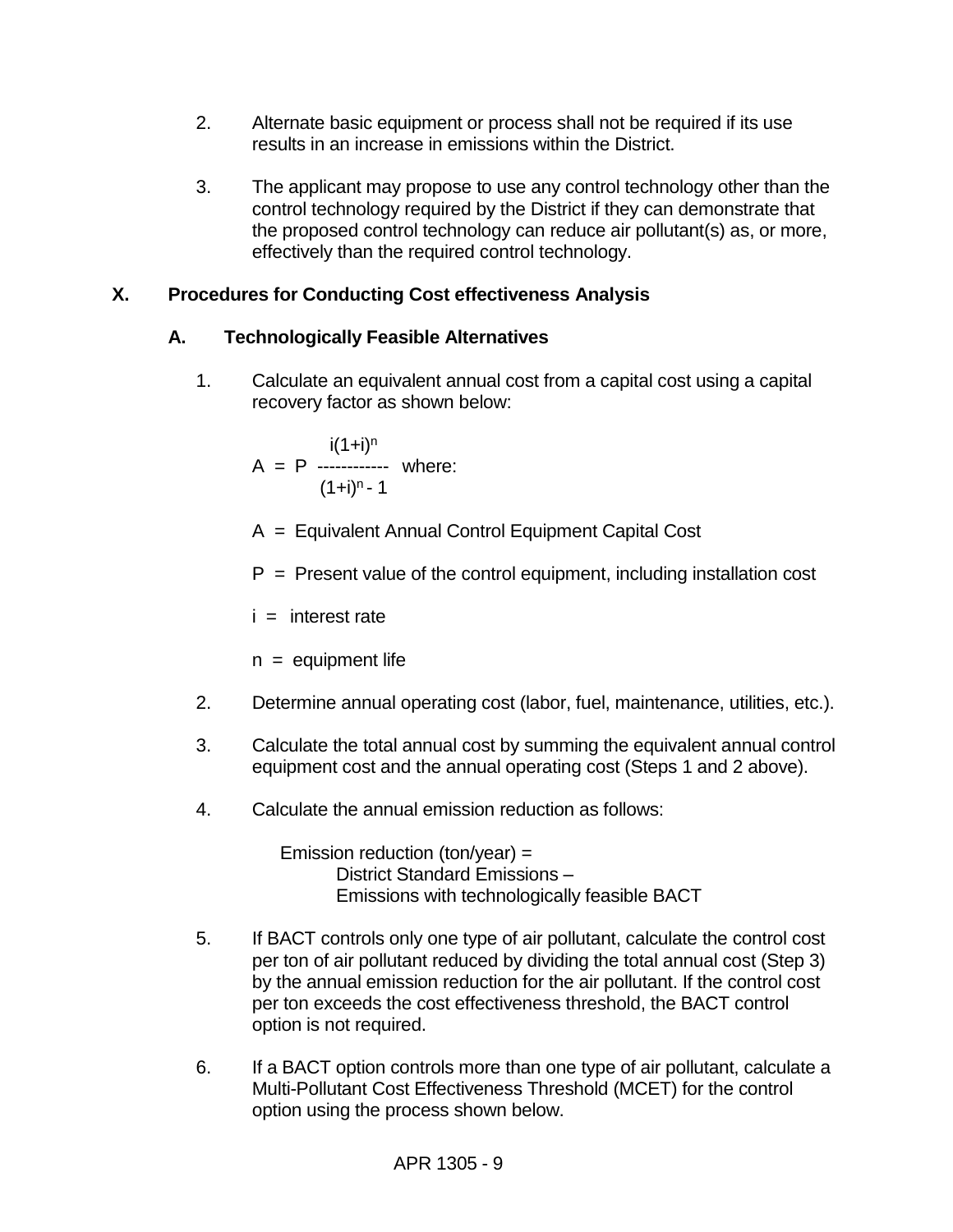2. Alternate basic equipment or process shall not be required if its use results in an increase in emissions within the District.

3. The applicant may propose to use any control technology other than the control technology required by the District if they can demonstrate that the proposed control technology can reduce air pollutant(s) as, or more, effectively than the required control technology.

## X. Procedures for Conducting Cost effectiveness Analysis

### A. Technologically Feasible Alternatives

1. Calculate an equivalent annual cost from a capital cost using a capital recovery factor as shown below:

   $$A = P \frac{i(1+i)^n}{(1+i)^n - 1} \quad \text{where:}$$

   A = Equivalent Annual Control Equipment Capital Cost

   P = Present value of the control equipment, including installation cost

   i = interest rate

   n = equipment life

2. Determine annual operating cost (labor, fuel, maintenance, utilities, etc.).

3. Calculate the total annual cost by summing the equivalent annual control equipment cost and the annual operating cost (Steps 1 and 2 above).

4. Calculate the annual emission reduction as follows:

   Emission reduction (ton/year) =
   District Standard Emissions –
   Emissions with technologically feasible BACT

5. If BACT controls only one type of air pollutant, calculate the control cost per ton of air pollutant reduced by dividing the total annual cost (Step 3) by the annual emission reduction for the air pollutant. If the control cost per ton exceeds the cost effectiveness threshold, the BACT control option is not required.

6. If a BACT option controls more than one type of air pollutant, calculate a Multi-Pollutant Cost Effectiveness Threshold (MCET) for the control option using the process shown below.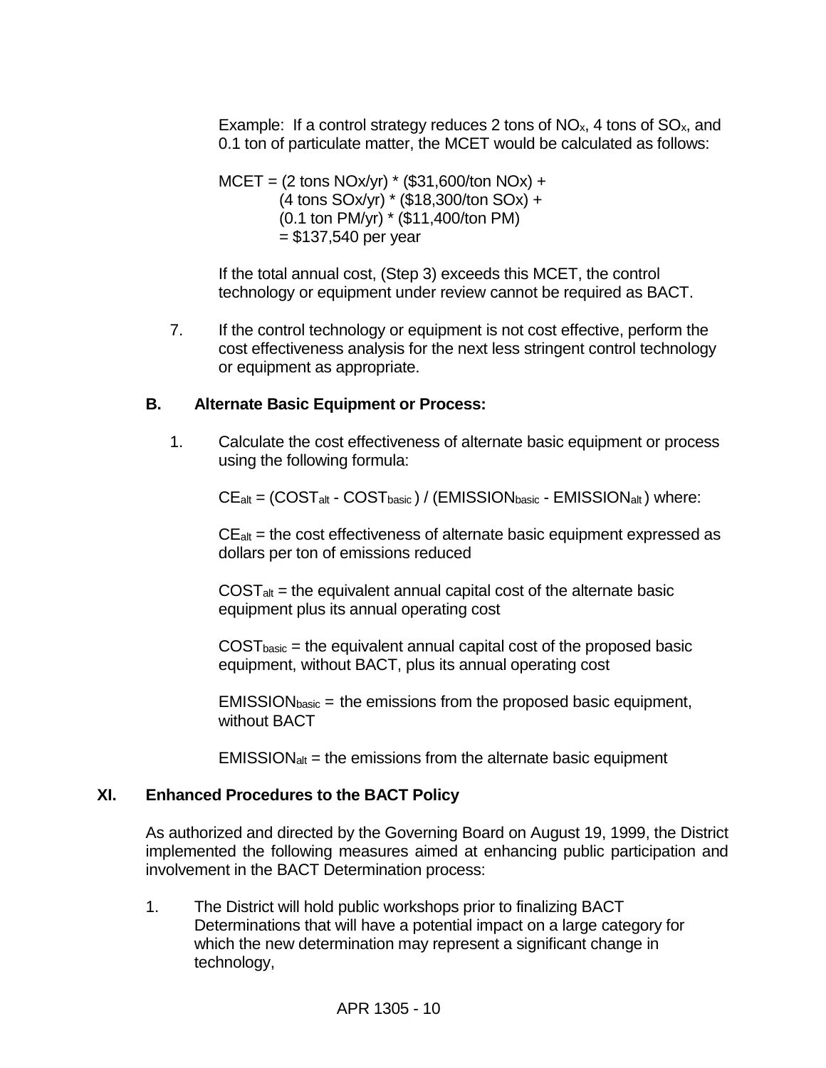Example: If a control strategy reduces 2 tons of $NO_x$, 4 tons of $SO_x$, and 0.1 ton of particulate matter, the MCET would be calculated as follows:

MCET = (2 tons NOx/yr) * ($31,600/ton NOx) +
(4 tons SOx/yr) * ($18,300/ton SOx) +
(0.1 ton PM/yr) * ($11,400/ton PM)
= $137,540 per year

If the total annual cost, (Step 3) exceeds this MCET, the control technology or equipment under review cannot be required as BACT.

7. If the control technology or equipment is not cost effective, perform the cost effectiveness analysis for the next less stringent control technology or equipment as appropriate.

### B. Alternate Basic Equipment or Process:

1. Calculate the cost effectiveness of alternate basic equipment or process using the following formula:

   $CE_{alt} = (COST_{alt} - COST_{basic}) / (EMISSION_{basic} - EMISSION_{alt})$ where:

   $CE_{alt}$ = the cost effectiveness of alternate basic equipment expressed as dollars per ton of emissions reduced

   $COST_{alt}$ = the equivalent annual capital cost of the alternate basic equipment plus its annual operating cost

   $COST_{basic}$ = the equivalent annual capital cost of the proposed basic equipment, without BACT, plus its annual operating cost

   $EMISSION_{basic}$ = the emissions from the proposed basic equipment, without BACT

   $EMISSION_{alt}$ = the emissions from the alternate basic equipment

## XI. Enhanced Procedures to the BACT Policy

As authorized and directed by the Governing Board on August 19, 1999, the District implemented the following measures aimed at enhancing public participation and involvement in the BACT Determination process:

1. The District will hold public workshops prior to finalizing BACT Determinations that will have a potential impact on a large category for which the new determination may represent a significant change in technology,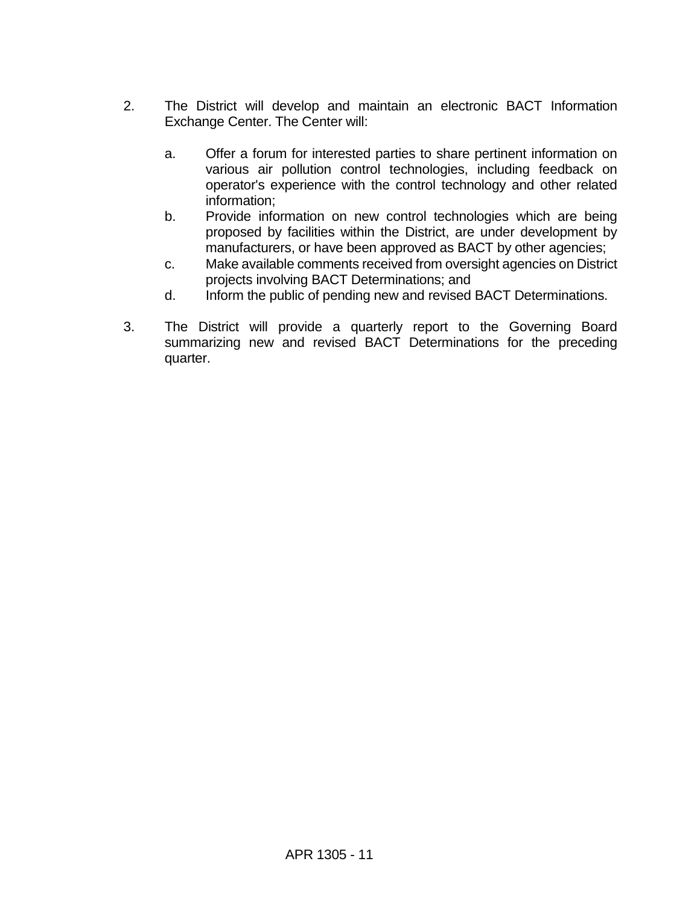2. The District will develop and maintain an electronic BACT Information Exchange Center. The Center will:

   a. Offer a forum for interested parties to share pertinent information on various air pollution control technologies, including feedback on operator's experience with the control technology and other related information;
   b. Provide information on new control technologies which are being proposed by facilities within the District, are under development by manufacturers, or have been approved as BACT by other agencies;
   c. Make available comments received from oversight agencies on District projects involving BACT Determinations; and
   d. Inform the public of pending new and revised BACT Determinations.

3. The District will provide a quarterly report to the Governing Board summarizing new and revised BACT Determinations for the preceding quarter.